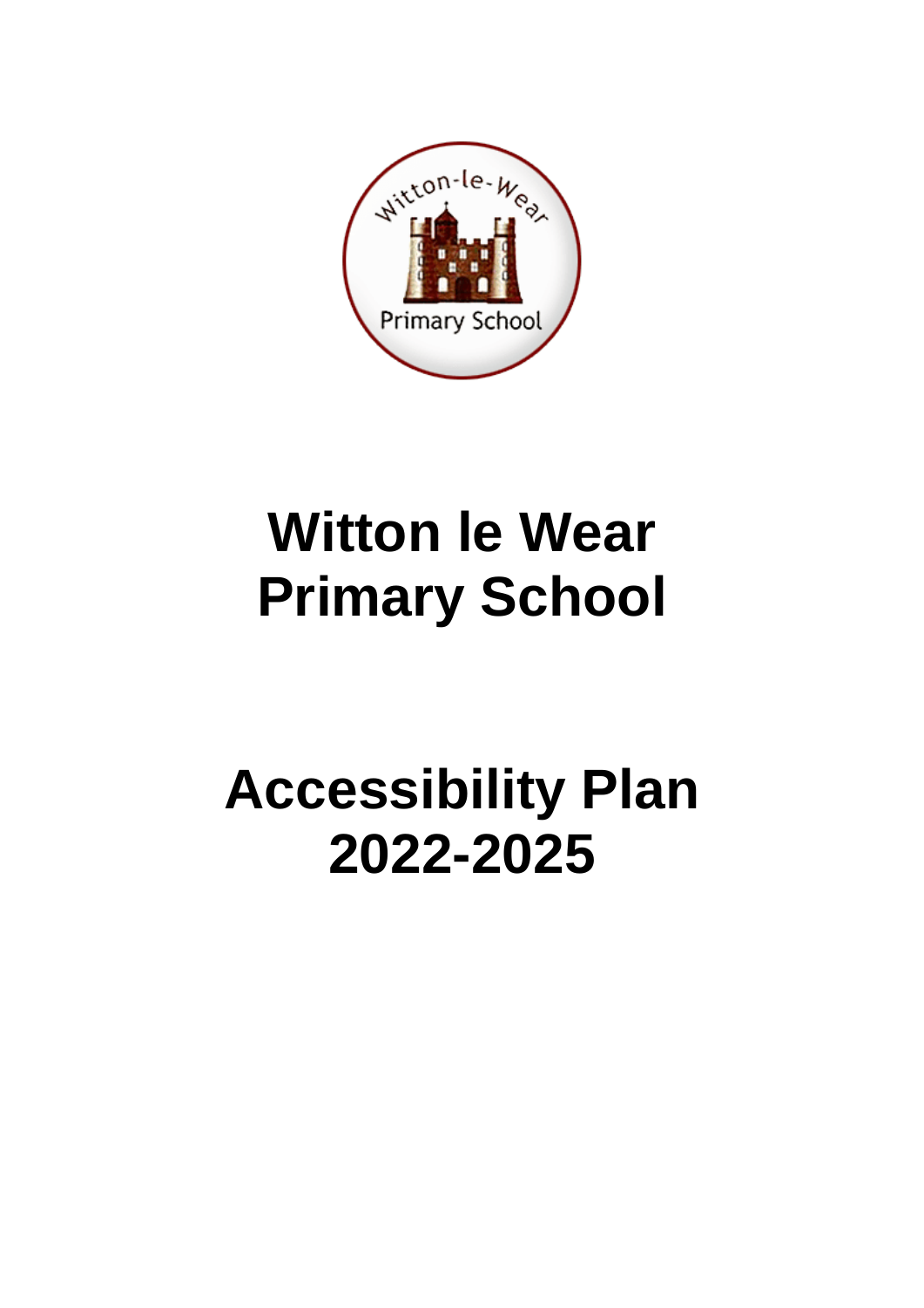# Witton le Wear Primary School

# Accessibility Plan 2022-2025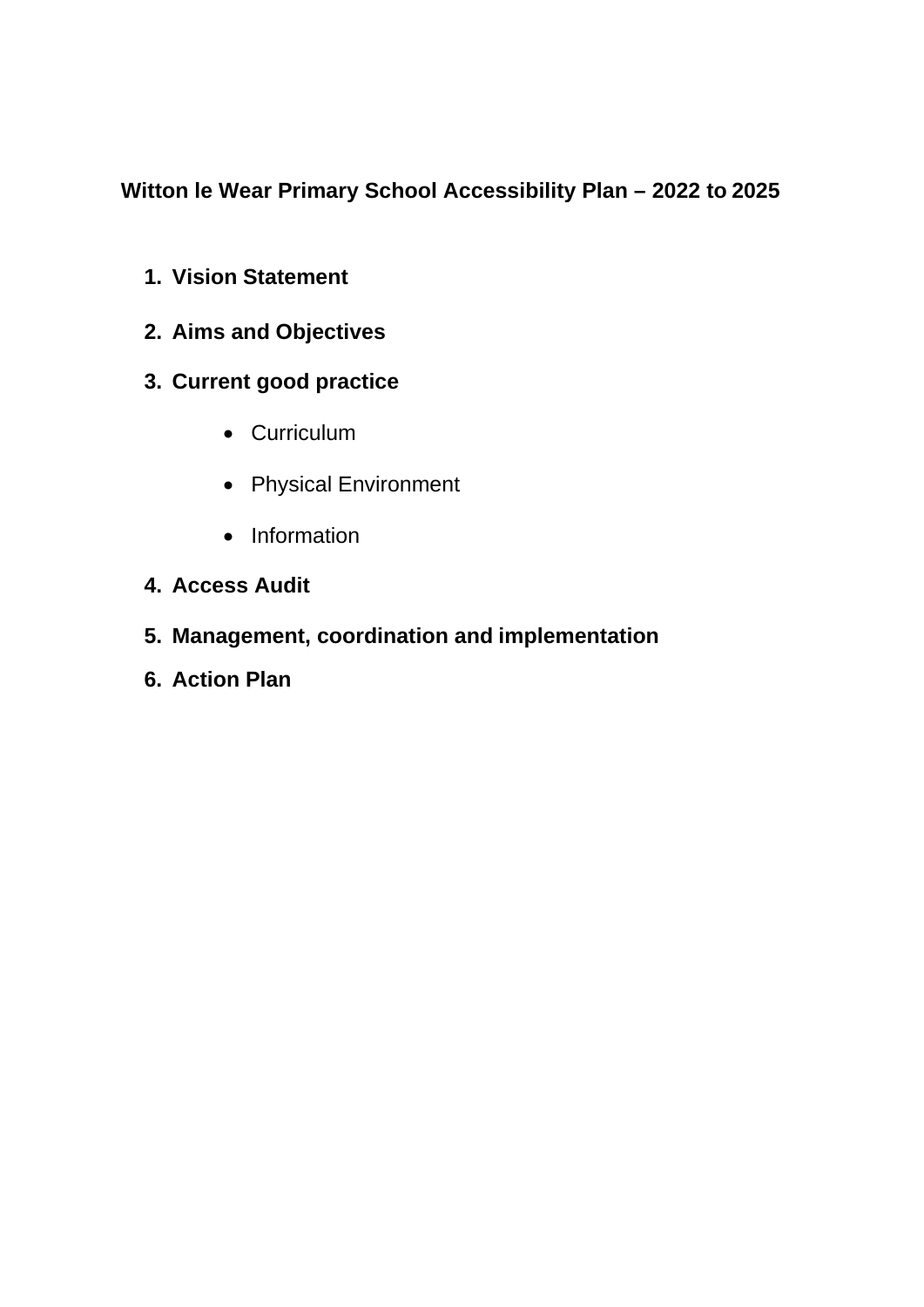**Witton le Wear Primary School Accessibility Plan – 2022 to 2025**

1. **Vision Statement**
2. **Aims and Objectives**
3. **Current good practice**
    - Curriculum
    - Physical Environment
    - Information
4. **Access Audit**
5. **Management, coordination and implementation**
6. **Action Plan**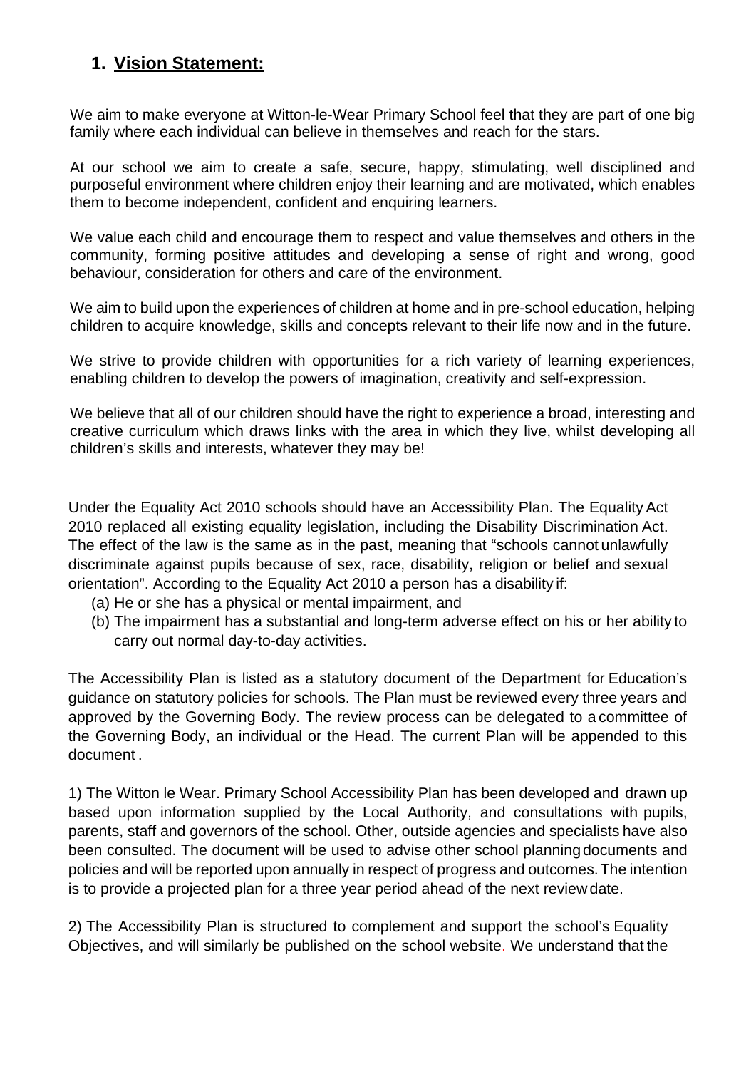## 1. Vision Statement:

We aim to make everyone at Witton-le-Wear Primary School feel that they are part of one big family where each individual can believe in themselves and reach for the stars.

At our school we aim to create a safe, secure, happy, stimulating, well disciplined and purposeful environment where children enjoy their learning and are motivated, which enables them to become independent, confident and enquiring learners.

We value each child and encourage them to respect and value themselves and others in the community, forming positive attitudes and developing a sense of right and wrong, good behaviour, consideration for others and care of the environment.

We aim to build upon the experiences of children at home and in pre-school education, helping children to acquire knowledge, skills and concepts relevant to their life now and in the future.

We strive to provide children with opportunities for a rich variety of learning experiences, enabling children to develop the powers of imagination, creativity and self-expression.

We believe that all of our children should have the right to experience a broad, interesting and creative curriculum which draws links with the area in which they live, whilst developing all children's skills and interests, whatever they may be!

Under the Equality Act 2010 schools should have an Accessibility Plan. The Equality Act 2010 replaced all existing equality legislation, including the Disability Discrimination Act. The effect of the law is the same as in the past, meaning that "schools cannot unlawfully discriminate against pupils because of sex, race, disability, religion or belief and sexual orientation". According to the Equality Act 2010 a person has a disability if:

(a) He or she has a physical or mental impairment, and
(b) The impairment has a substantial and long-term adverse effect on his or her ability to carry out normal day-to-day activities.

The Accessibility Plan is listed as a statutory document of the Department for Education's guidance on statutory policies for schools. The Plan must be reviewed every three years and approved by the Governing Body. The review process can be delegated to a committee of the Governing Body, an individual or the Head. The current Plan will be appended to this document .

1) The Witton le Wear. Primary School Accessibility Plan has been developed and drawn up based upon information supplied by the Local Authority, and consultations with pupils, parents, staff and governors of the school. Other, outside agencies and specialists have also been consulted. The document will be used to advise other school planning documents and policies and will be reported upon annually in respect of progress and outcomes. The intention is to provide a projected plan for a three year period ahead of the next review date.

2) The Accessibility Plan is structured to complement and support the school's Equality Objectives, and will similarly be published on the school website. We understand that the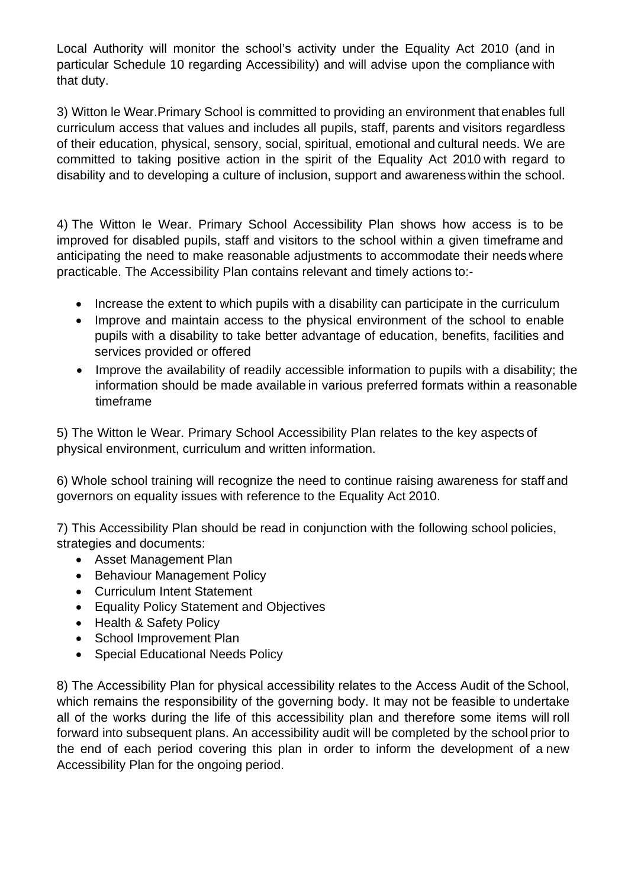Local Authority will monitor the school's activity under the Equality Act 2010 (and in particular Schedule 10 regarding Accessibility) and will advise upon the compliance with that duty.

3) Witton le Wear.Primary School is committed to providing an environment that enables full curriculum access that values and includes all pupils, staff, parents and visitors regardless of their education, physical, sensory, social, spiritual, emotional and cultural needs. We are committed to taking positive action in the spirit of the Equality Act 2010 with regard to disability and to developing a culture of inclusion, support and awareness within the school.

4) The Witton le Wear. Primary School Accessibility Plan shows how access is to be improved for disabled pupils, staff and visitors to the school within a given timeframe and anticipating the need to make reasonable adjustments to accommodate their needs where practicable. The Accessibility Plan contains relevant and timely actions to:-

- Increase the extent to which pupils with a disability can participate in the curriculum
- Improve and maintain access to the physical environment of the school to enable pupils with a disability to take better advantage of education, benefits, facilities and services provided or offered
- Improve the availability of readily accessible information to pupils with a disability; the information should be made available in various preferred formats within a reasonable timeframe

5) The Witton le Wear. Primary School Accessibility Plan relates to the key aspects of physical environment, curriculum and written information.

6) Whole school training will recognize the need to continue raising awareness for staff and governors on equality issues with reference to the Equality Act 2010.

7) This Accessibility Plan should be read in conjunction with the following school policies, strategies and documents:

- Asset Management Plan
- Behaviour Management Policy
- Curriculum Intent Statement
- Equality Policy Statement and Objectives
- Health & Safety Policy
- School Improvement Plan
- Special Educational Needs Policy

8) The Accessibility Plan for physical accessibility relates to the Access Audit of the School, which remains the responsibility of the governing body. It may not be feasible to undertake all of the works during the life of this accessibility plan and therefore some items will roll forward into subsequent plans. An accessibility audit will be completed by the school prior to the end of each period covering this plan in order to inform the development of a new Accessibility Plan for the ongoing period.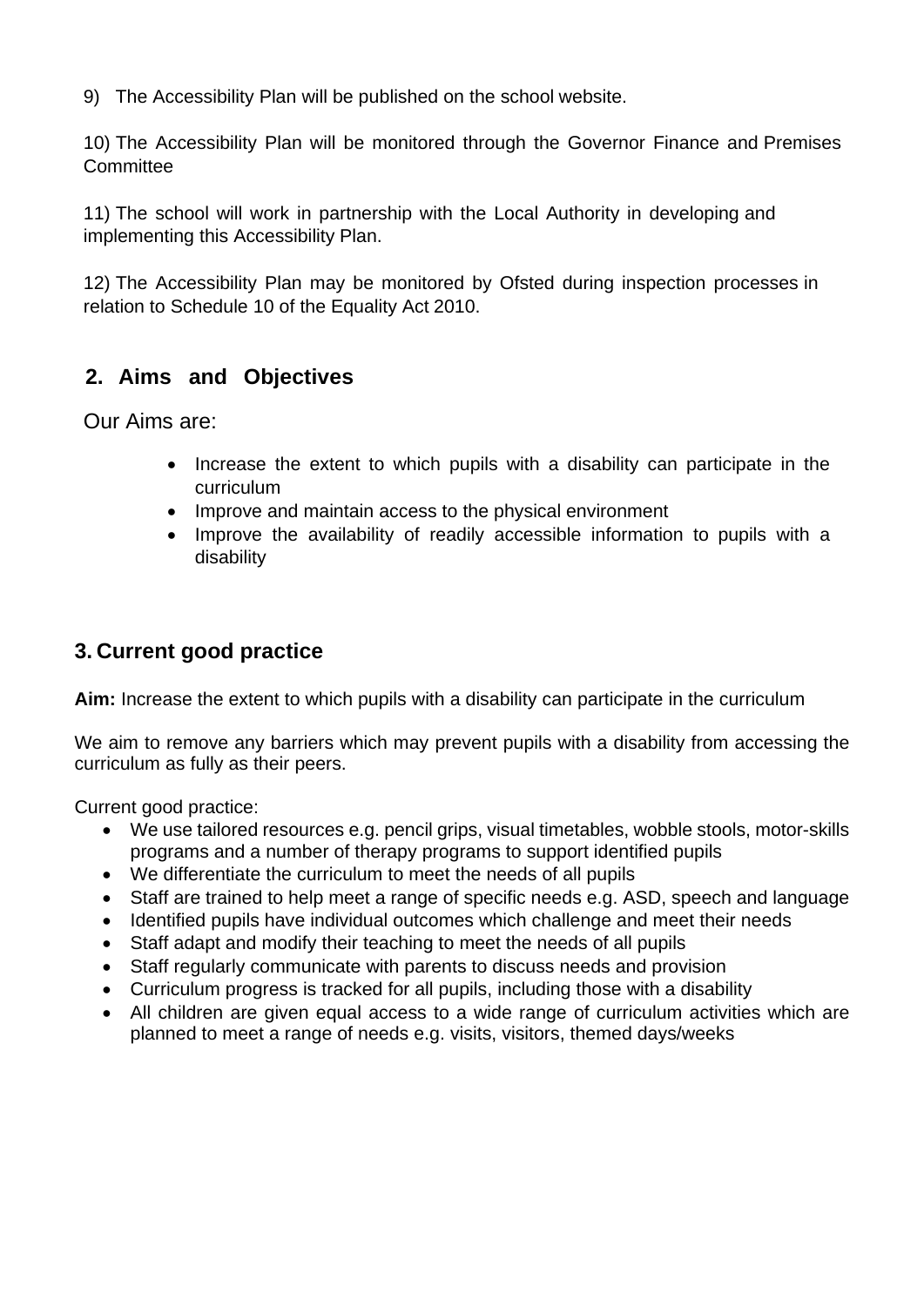9) The Accessibility Plan will be published on the school website.

10) The Accessibility Plan will be monitored through the Governor Finance and Premises Committee

11) The school will work in partnership with the Local Authority in developing and implementing this Accessibility Plan.

12) The Accessibility Plan may be monitored by Ofsted during inspection processes in relation to Schedule 10 of the Equality Act 2010.

## 2. Aims and Objectives

Our Aims are:

- Increase the extent to which pupils with a disability can participate in the curriculum
- Improve and maintain access to the physical environment
- Improve the availability of readily accessible information to pupils with a disability

## 3. Current good practice

**Aim:** Increase the extent to which pupils with a disability can participate in the curriculum

We aim to remove any barriers which may prevent pupils with a disability from accessing the curriculum as fully as their peers.

Current good practice:

- We use tailored resources e.g. pencil grips, visual timetables, wobble stools, motor-skills programs and a number of therapy programs to support identified pupils
- We differentiate the curriculum to meet the needs of all pupils
- Staff are trained to help meet a range of specific needs e.g. ASD, speech and language
- Identified pupils have individual outcomes which challenge and meet their needs
- Staff adapt and modify their teaching to meet the needs of all pupils
- Staff regularly communicate with parents to discuss needs and provision
- Curriculum progress is tracked for all pupils, including those with a disability
- All children are given equal access to a wide range of curriculum activities which are planned to meet a range of needs e.g. visits, visitors, themed days/weeks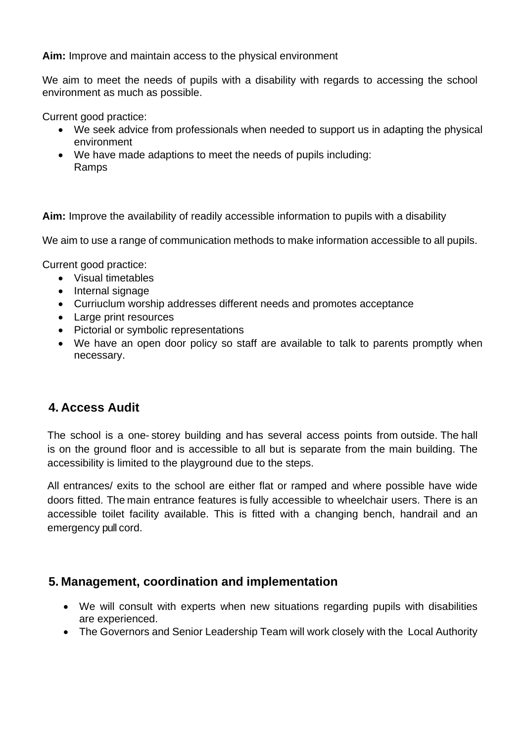**Aim:** Improve and maintain access to the physical environment

We aim to meet the needs of pupils with a disability with regards to accessing the school environment as much as possible.

Current good practice:

- We seek advice from professionals when needed to support us in adapting the physical environment
- We have made adaptions to meet the needs of pupils including:
  Ramps

**Aim:** Improve the availability of readily accessible information to pupils with a disability

We aim to use a range of communication methods to make information accessible to all pupils.

Current good practice:

- Visual timetables
- Internal signage
- Curriuclum worship addresses different needs and promotes acceptance
- Large print resources
- Pictorial or symbolic representations
- We have an open door policy so staff are available to talk to parents promptly when necessary.

## 4. Access Audit

The school is a one- storey building and has several access points from outside. The hall is on the ground floor and is accessible to all but is separate from the main building. The accessibility is limited to the playground due to the steps.

All entrances/ exits to the school are either flat or ramped and where possible have wide doors fitted. The main entrance features is fully accessible to wheelchair users. There is an accessible toilet facility available. This is fitted with a changing bench, handrail and an emergency pull cord.

## 5. Management, coordination and implementation

- We will consult with experts when new situations regarding pupils with disabilities are experienced.
- The Governors and Senior Leadership Team will work closely with the Local Authority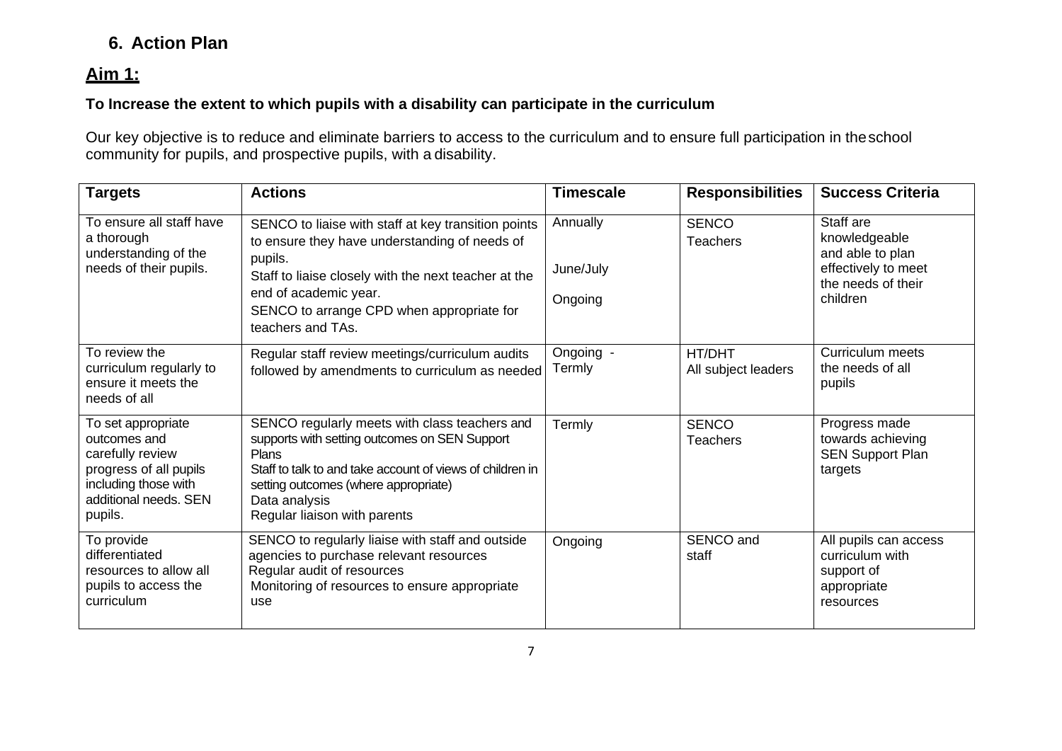## 6. Action Plan

## Aim 1:

### To Increase the extent to which pupils with a disability can participate in the curriculum

Our key objective is to reduce and eliminate barriers to access to the curriculum and to ensure full participation in the school community for pupils, and prospective pupils, with a disability.

| Targets | Actions | Timescale | Responsibilities | Success Criteria |
|---|---|---|---|---|
| To ensure all staff have a thorough understanding of the needs of their pupils. | SENCO to liaise with staff at key transition points to ensure they have understanding of needs of pupils.<br>Staff to liaise closely with the next teacher at the end of academic year.<br>SENCO to arrange CPD when appropriate for teachers and TAs. | Annually<br><br>June/July<br><br>Ongoing | SENCO<br>Teachers | Staff are knowledgeable and able to plan effectively to meet the needs of their children |
| To review the curriculum regularly to ensure it meets the needs of all | Regular staff review meetings/curriculum audits followed by amendments to curriculum as needed | Ongoing - Termly | HT/DHT<br>All subject leaders | Curriculum meets the needs of all pupils |
| To set appropriate outcomes and carefully review progress of all pupils including those with additional needs. SEN pupils. | SENCO regularly meets with class teachers and supports with setting outcomes on SEN Support Plans<br>Staff to talk to and take account of views of children in setting outcomes (where appropriate)<br>Data analysis<br>Regular liaison with parents | Termly | SENCO<br>Teachers | Progress made towards achieving SEN Support Plan targets |
| To provide differentiated resources to allow all pupils to access the curriculum | SENCO to regularly liaise with staff and outside agencies to purchase relevant resources<br>Regular audit of resources<br>Monitoring of resources to ensure appropriate use | Ongoing | SENCO and staff | All pupils can access curriculum with support of appropriate resources |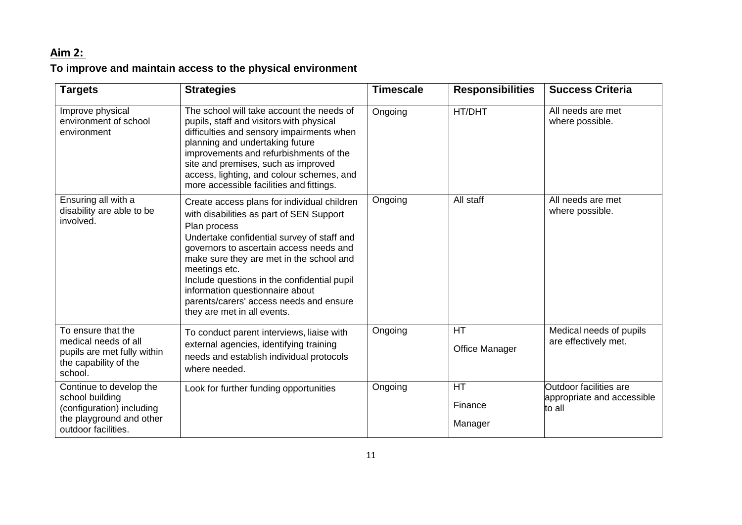## **Aim 2:**

### To improve and maintain access to the physical environment

| Targets | Strategies | Timescale | Responsibilities | Success Criteria |
|---|---|---|---|---|
| Improve physical environment of school environment | The school will take account the needs of pupils, staff and visitors with physical difficulties and sensory impairments when planning and undertaking future improvements and refurbishments of the site and premises, such as improved access, lighting, and colour schemes, and more accessible facilities and fittings. | Ongoing | HT/DHT | All needs are met where possible. |
| Ensuring all with a disability are able to be involved. | Create access plans for individual children with disabilities as part of SEN Support Plan process<br>Undertake confidential survey of staff and governors to ascertain access needs and make sure they are met in the school and meetings etc.<br>Include questions in the confidential pupil information questionnaire about parents/carers' access needs and ensure they are met in all events. | Ongoing | All staff | All needs are met where possible. |
| To ensure that the medical needs of all pupils are met fully within the capability of the school. | To conduct parent interviews, liaise with external agencies, identifying training needs and establish individual protocols where needed. | Ongoing | HT<br>Office Manager | Medical needs of pupils are effectively met. |
| Continue to develop the school building (configuration) including the playground and other outdoor facilities. | Look for further funding opportunities | Ongoing | HT<br>Finance Manager | Outdoor facilities are appropriate and accessible to all |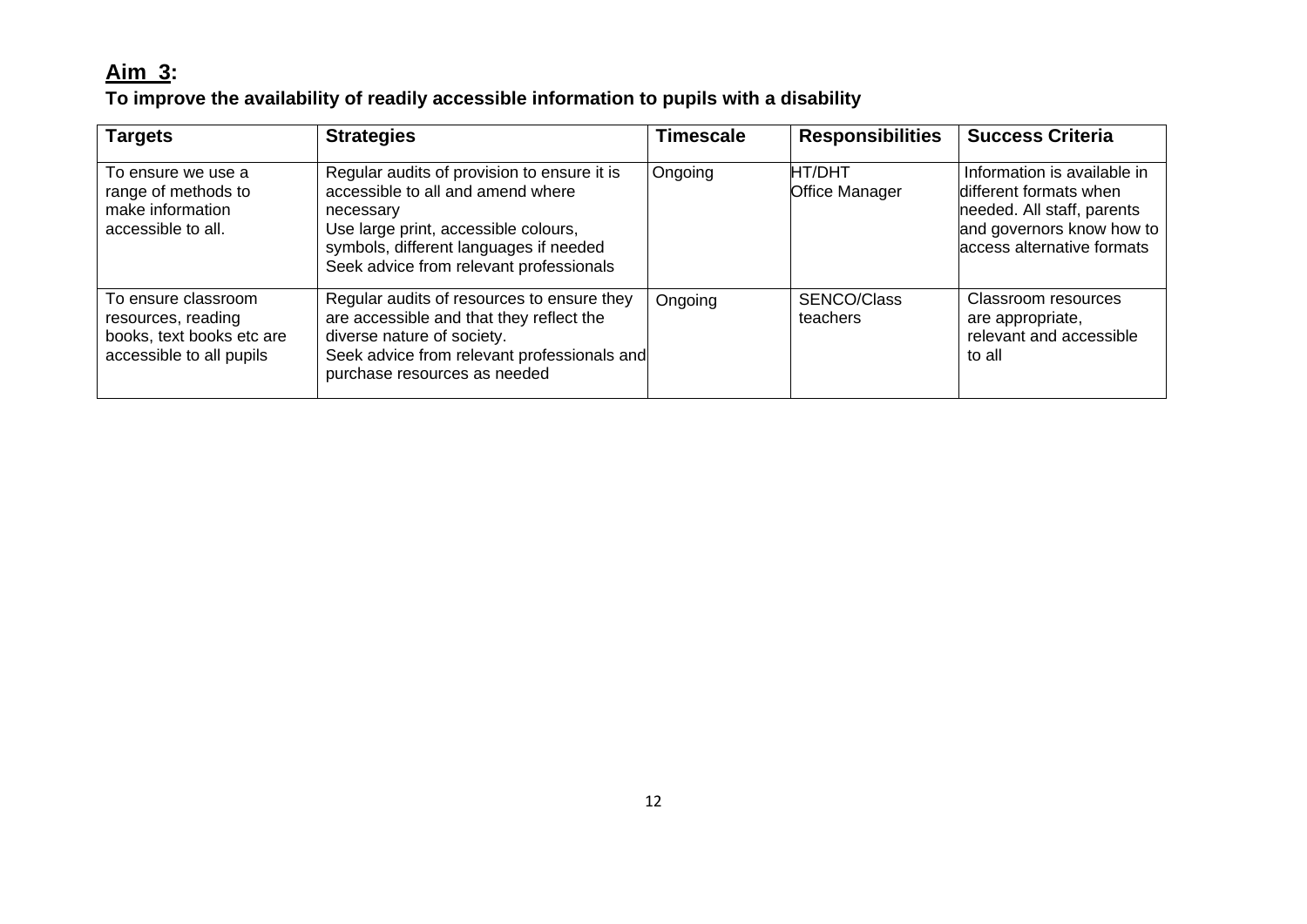## **Aim 3:**

**To improve the availability of readily accessible information to pupils with a disability**

| Targets | Strategies | Timescale | Responsibilities | Success Criteria |
|---|---|---|---|---|
| To ensure we use a range of methods to make information accessible to all. | Regular audits of provision to ensure it is accessible to all and amend where necessary<br>Use large print, accessible colours, symbols, different languages if needed<br>Seek advice from relevant professionals | Ongoing | HT/DHT<br>Office Manager | Information is available in different formats when needed. All staff, parents and governors know how to access alternative formats |
| To ensure classroom resources, reading books, text books etc are accessible to all pupils | Regular audits of resources to ensure they are accessible and that they reflect the diverse nature of society.<br>Seek advice from relevant professionals and purchase resources as needed | Ongoing | SENCO/Class teachers | Classroom resources are appropriate, relevant and accessible to all |